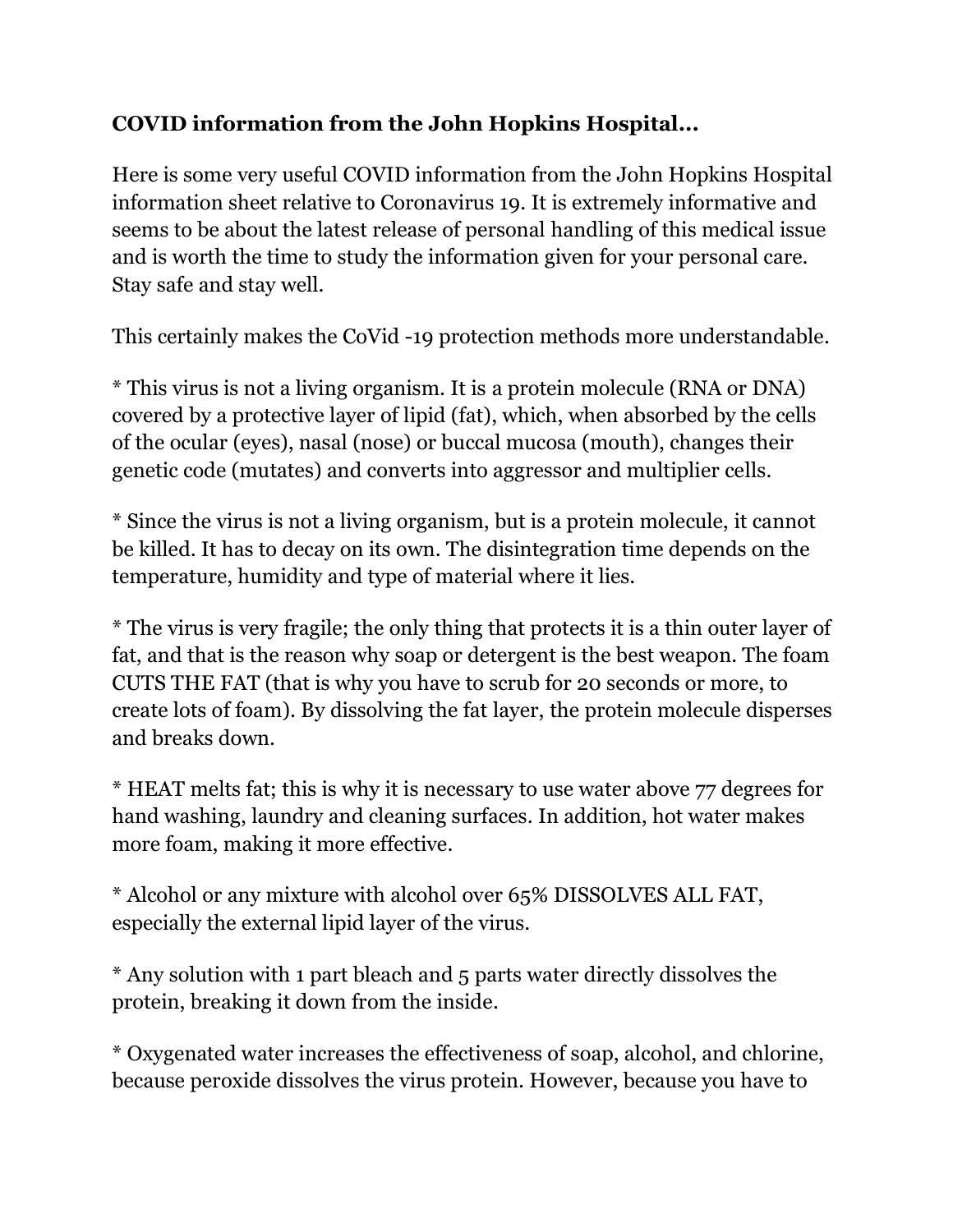**COVID information from the John Hopkins Hospital…**

Here is some very useful COVID information from the John Hopkins Hospital information sheet relative to Coronavirus 19. It is extremely informative and seems to be about the latest release of personal handling of this medical issue and is worth the time to study the information given for your personal care. Stay safe and stay well.

This certainly makes the CoVid -19 protection methods more understandable.

* This virus is not a living organism. It is a protein molecule (RNA or DNA) covered by a protective layer of lipid (fat), which, when absorbed by the cells of the ocular (eyes), nasal (nose) or buccal mucosa (mouth), changes their genetic code (mutates) and converts into aggressor and multiplier cells.

* Since the virus is not a living organism, but is a protein molecule, it cannot be killed. It has to decay on its own. The disintegration time depends on the temperature, humidity and type of material where it lies.

* The virus is very fragile; the only thing that protects it is a thin outer layer of fat, and that is the reason why soap or detergent is the best weapon. The foam CUTS THE FAT (that is why you have to scrub for 20 seconds or more, to create lots of foam). By dissolving the fat layer, the protein molecule disperses and breaks down.

* HEAT melts fat; this is why it is necessary to use water above 77 degrees for hand washing, laundry and cleaning surfaces. In addition, hot water makes more foam, making it more effective.

* Alcohol or any mixture with alcohol over 65% DISSOLVES ALL FAT, especially the external lipid layer of the virus.

* Any solution with 1 part bleach and 5 parts water directly dissolves the protein, breaking it down from the inside.

* Oxygenated water increases the effectiveness of soap, alcohol, and chlorine, because peroxide dissolves the virus protein. However, because you have to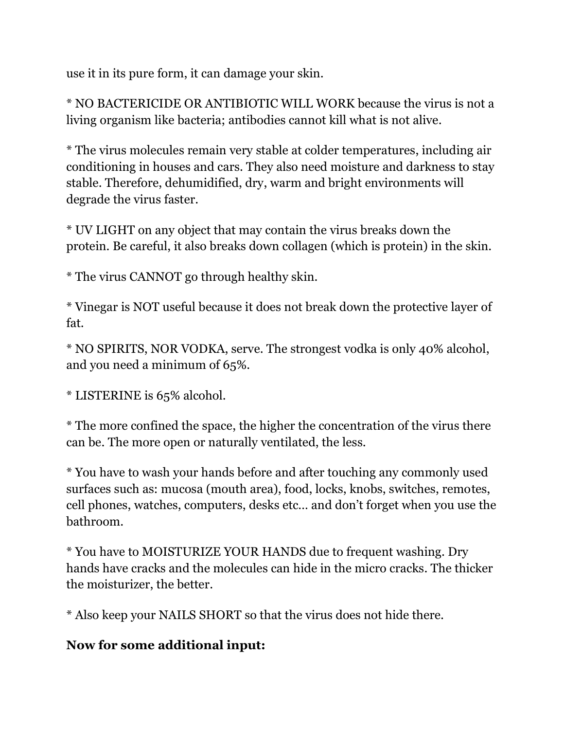use it in its pure form, it can damage your skin.

* NO BACTERICIDE OR ANTIBIOTIC WILL WORK because the virus is not a living organism like bacteria; antibodies cannot kill what is not alive.

* The virus molecules remain very stable at colder temperatures, including air conditioning in houses and cars. They also need moisture and darkness to stay stable. Therefore, dehumidified, dry, warm and bright environments will degrade the virus faster.

* UV LIGHT on any object that may contain the virus breaks down the protein. Be careful, it also breaks down collagen (which is protein) in the skin.

* The virus CANNOT go through healthy skin.

* Vinegar is NOT useful because it does not break down the protective layer of fat.

* NO SPIRITS, NOR VODKA, serve. The strongest vodka is only 40% alcohol, and you need a minimum of 65%.

* LISTERINE is 65% alcohol.

* The more confined the space, the higher the concentration of the virus there can be. The more open or naturally ventilated, the less.

* You have to wash your hands before and after touching any commonly used surfaces such as: mucosa (mouth area), food, locks, knobs, switches, remotes, cell phones, watches, computers, desks etc… and don't forget when you use the bathroom.

* You have to MOISTURIZE YOUR HANDS due to frequent washing. Dry hands have cracks and the molecules can hide in the micro cracks. The thicker the moisturizer, the better.

* Also keep your NAILS SHORT so that the virus does not hide there.

**Now for some additional input:**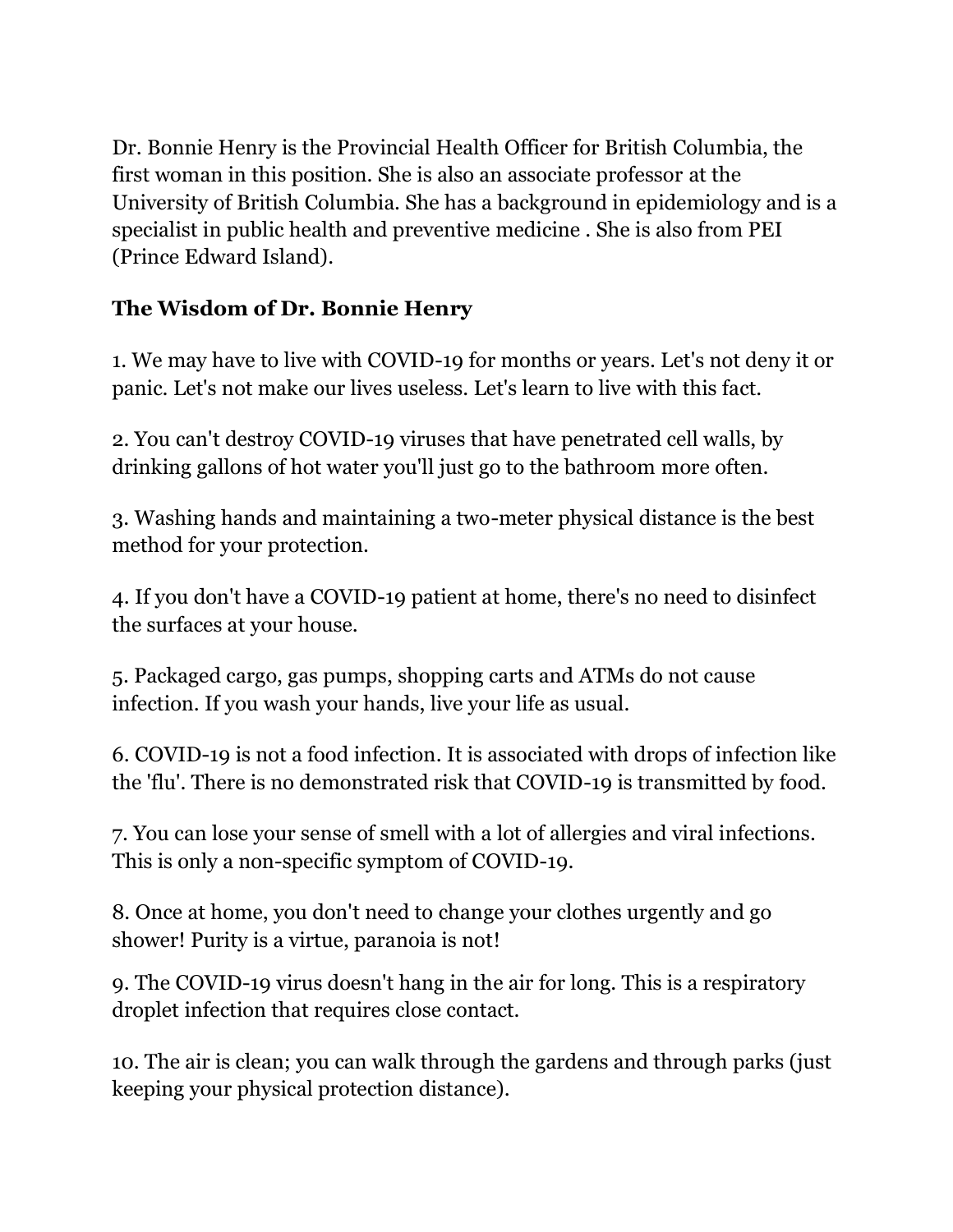Dr. Bonnie Henry is the Provincial Health Officer for British Columbia, the first woman in this position. She is also an associate professor at the University of British Columbia. She has a background in epidemiology and is a specialist in public health and preventive medicine . She is also from PEI (Prince Edward Island).

## The Wisdom of Dr. Bonnie Henry

1. We may have to live with COVID-19 for months or years. Let's not deny it or panic. Let's not make our lives useless. Let's learn to live with this fact.

2. You can't destroy COVID-19 viruses that have penetrated cell walls, by drinking gallons of hot water you'll just go to the bathroom more often.

3. Washing hands and maintaining a two-meter physical distance is the best method for your protection.

4. If you don't have a COVID-19 patient at home, there's no need to disinfect the surfaces at your house.

5. Packaged cargo, gas pumps, shopping carts and ATMs do not cause infection. If you wash your hands, live your life as usual.

6. COVID-19 is not a food infection. It is associated with drops of infection like the 'flu'. There is no demonstrated risk that COVID-19 is transmitted by food.

7. You can lose your sense of smell with a lot of allergies and viral infections. This is only a non-specific symptom of COVID-19.

8. Once at home, you don't need to change your clothes urgently and go shower! Purity is a virtue, paranoia is not!

9. The COVID-19 virus doesn't hang in the air for long. This is a respiratory droplet infection that requires close contact.

10. The air is clean; you can walk through the gardens and through parks (just keeping your physical protection distance).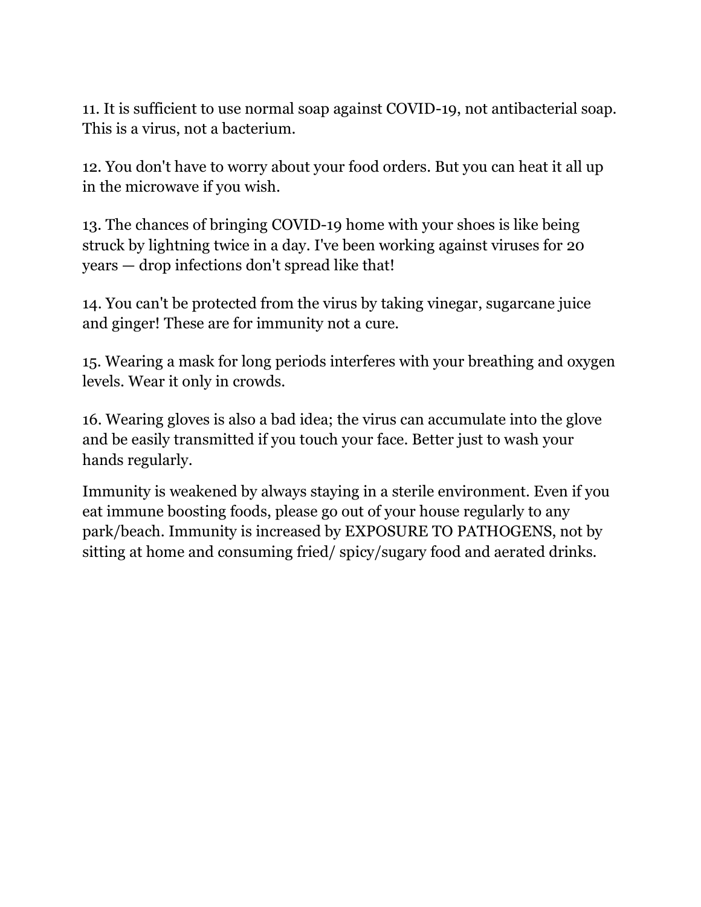11. It is sufficient to use normal soap against COVID-19, not antibacterial soap. This is a virus, not a bacterium.

12. You don't have to worry about your food orders. But you can heat it all up in the microwave if you wish.

13. The chances of bringing COVID-19 home with your shoes is like being struck by lightning twice in a day. I've been working against viruses for 20 years — drop infections don't spread like that!

14. You can't be protected from the virus by taking vinegar, sugarcane juice and ginger! These are for immunity not a cure.

15. Wearing a mask for long periods interferes with your breathing and oxygen levels. Wear it only in crowds.

16. Wearing gloves is also a bad idea; the virus can accumulate into the glove and be easily transmitted if you touch your face. Better just to wash your hands regularly.

Immunity is weakened by always staying in a sterile environment. Even if you eat immune boosting foods, please go out of your house regularly to any park/beach. Immunity is increased by EXPOSURE TO PATHOGENS, not by sitting at home and consuming fried/ spicy/sugary food and aerated drinks.